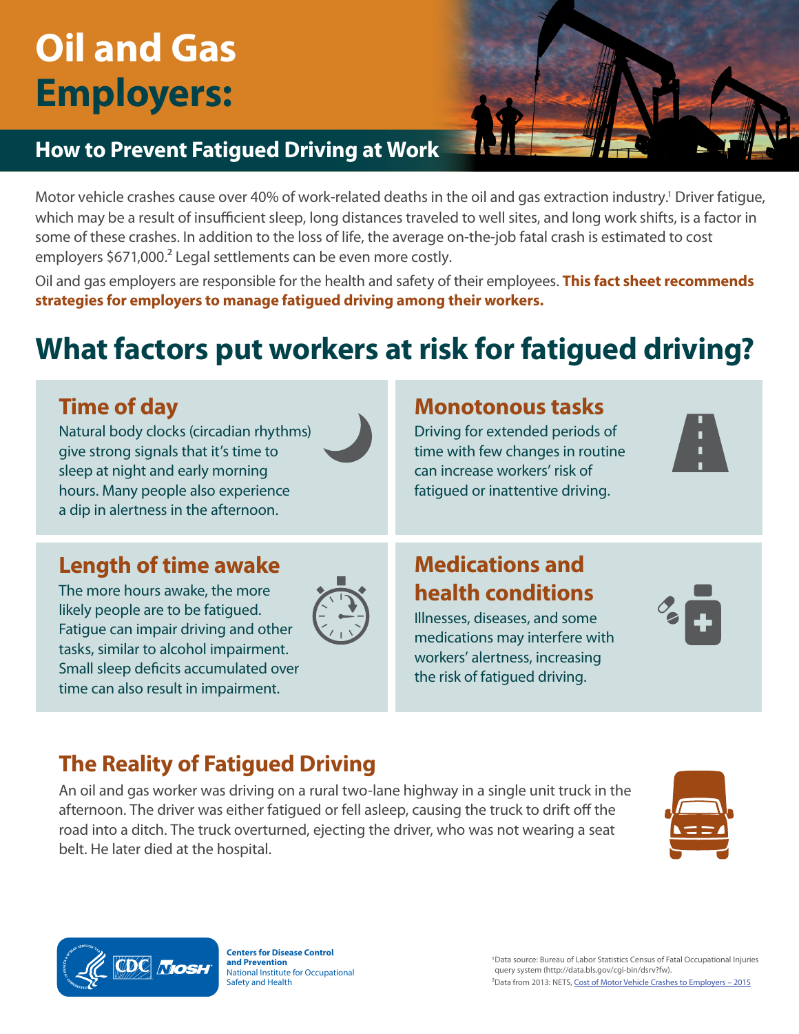# Oil and Gas Employers:

## How to Prevent Fatigued Driving at Work

Motor vehicle crashes cause over 40% of work-related deaths in the oil and gas extraction industry.[1] Driver fatigue, which may be a result of insufficient sleep, long distances traveled to well sites, and long work shifts, is a factor in some of these crashes. In addition to the loss of life, the average on-the-job fatal crash is estimated to cost employers $671,000.[2] Legal settlements can be even more costly.

Oil and gas employers are responsible for the health and safety of their employees. **This fact sheet recommends strategies for employers to manage fatigued driving among their workers.**

## What factors put workers at risk for fatigued driving?

### Time of day

Natural body clocks (circadian rhythms) give strong signals that it's time to sleep at night and early morning hours. Many people also experience a dip in alertness in the afternoon.

### Monotonous tasks

Driving for extended periods of time with few changes in routine can increase workers' risk of fatigued or inattentive driving.

### Length of time awake

The more hours awake, the more likely people are to be fatigued. Fatigue can impair driving and other tasks, similar to alcohol impairment. Small sleep deficits accumulated over time can also result in impairment.

### Medications and health conditions

Illnesses, diseases, and some medications may interfere with workers' alertness, increasing the risk of fatigued driving.

### The Reality of Fatigued Driving

An oil and gas worker was driving on a rural two-lane highway in a single unit truck in the afternoon. The driver was either fatigued or fell asleep, causing the truck to drift off the road into a ditch. The truck overturned, ejecting the driver, who was not wearing a seat belt. He later died at the hospital.

**Centers for Disease Control and Prevention**
National Institute for Occupational Safety and Health

[1] Data source: Bureau of Labor Statistics Census of Fatal Occupational Injuries query system (http://data.bls.gov/cgi-bin/dsrv?fw).
[2] Data from 2013: NETS, Cost of Motor Vehicle Crashes to Employers – 2015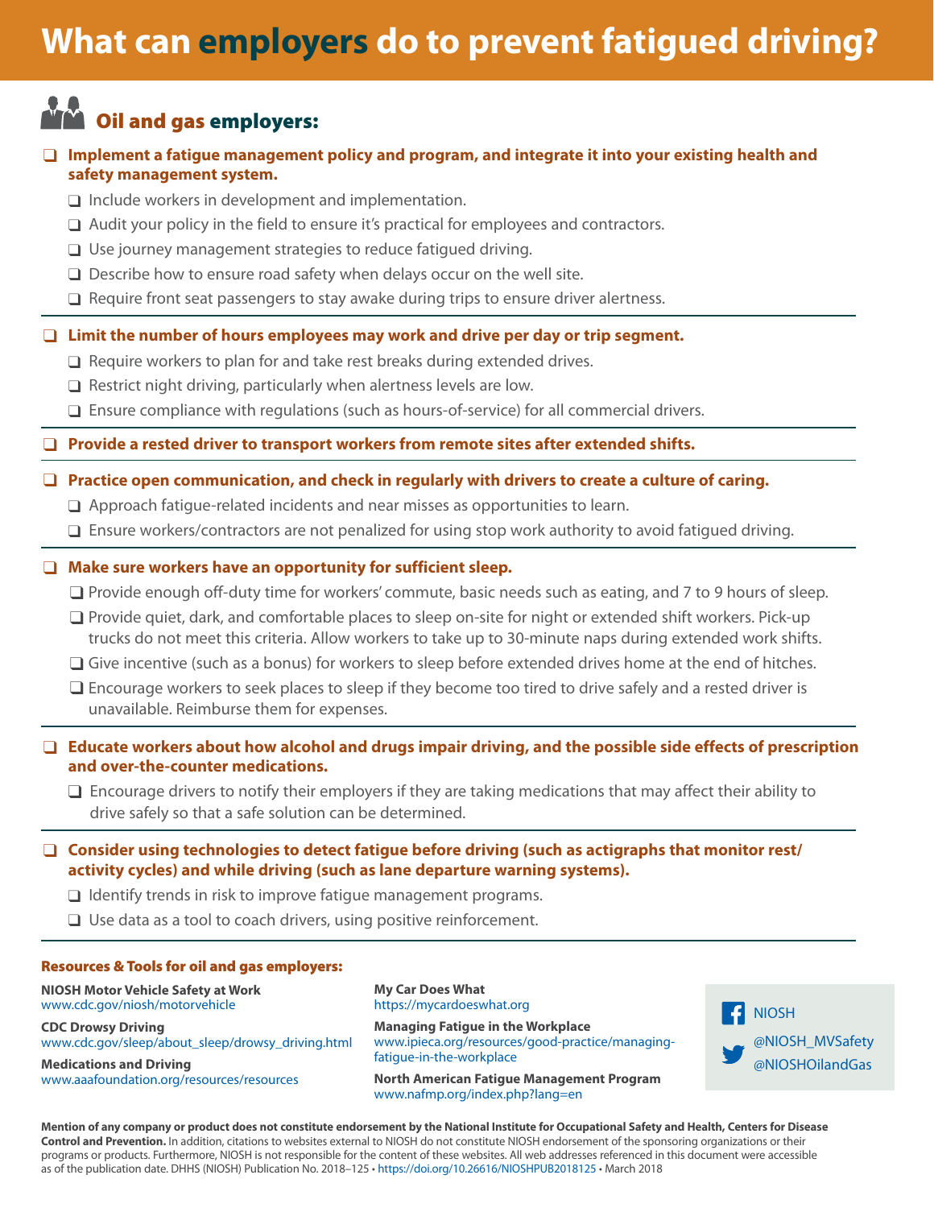# What can employers do to prevent fatigued driving?

## Oil and gas employers:

- ❑ **Implement a fatigue management policy and program, and integrate it into your existing health and safety management system.**
  - ❑ Include workers in development and implementation.
  - ❑ Audit your policy in the field to ensure it's practical for employees and contractors.
  - ❑ Use journey management strategies to reduce fatigued driving.
  - ❑ Describe how to ensure road safety when delays occur on the well site.
  - ❑ Require front seat passengers to stay awake during trips to ensure driver alertness.

- ❑ **Limit the number of hours employees may work and drive per day or trip segment.**
  - ❑ Require workers to plan for and take rest breaks during extended drives.
  - ❑ Restrict night driving, particularly when alertness levels are low.
  - ❑ Ensure compliance with regulations (such as hours-of-service) for all commercial drivers.

- ❑ **Provide a rested driver to transport workers from remote sites after extended shifts.**

- ❑ **Practice open communication, and check in regularly with drivers to create a culture of caring.**
  - ❑ Approach fatigue-related incidents and near misses as opportunities to learn.
  - ❑ Ensure workers/contractors are not penalized for using stop work authority to avoid fatigued driving.

- ❑ **Make sure workers have an opportunity for sufficient sleep.**
  - ❑ Provide enough off-duty time for workers' commute, basic needs such as eating, and 7 to 9 hours of sleep.
  - ❑ Provide quiet, dark, and comfortable places to sleep on-site for night or extended shift workers. Pick-up trucks do not meet this criteria. Allow workers to take up to 30-minute naps during extended work shifts.
  - ❑ Give incentive (such as a bonus) for workers to sleep before extended drives home at the end of hitches.
  - ❑ Encourage workers to seek places to sleep if they become too tired to drive safely and a rested driver is unavailable. Reimburse them for expenses.

- ❑ **Educate workers about how alcohol and drugs impair driving, and the possible side effects of prescription and over-the-counter medications.**
  - ❑ Encourage drivers to notify their employers if they are taking medications that may affect their ability to drive safely so that a safe solution can be determined.

- ❑ **Consider using technologies to detect fatigue before driving (such as actigraphs that monitor rest/activity cycles) and while driving (such as lane departure warning systems).**
  - ❑ Identify trends in risk to improve fatigue management programs.
  - ❑ Use data as a tool to coach drivers, using positive reinforcement.

### Resources & Tools for oil and gas employers:

**NIOSH Motor Vehicle Safety at Work**
www.cdc.gov/niosh/motorvehicle

**CDC Drowsy Driving**
www.cdc.gov/sleep/about_sleep/drowsy_driving.html

**Medications and Driving**
www.aaafoundation.org/resources/resources

**My Car Does What**
https://mycardoeswhat.org

**Managing Fatigue in the Workplace**
www.ipieca.org/resources/good-practice/managing-fatigue-in-the-workplace

**North American Fatigue Management Program**
www.nafmp.org/index.php?lang=en

NIOSH
@NIOSH_MVSafety
@NIOSHOilandGas

**Mention of any company or product does not constitute endorsement by the National Institute for Occupational Safety and Health, Centers for Disease Control and Prevention.** In addition, citations to websites external to NIOSH do not constitute NIOSH endorsement of the sponsoring organizations or their programs or products. Furthermore, NIOSH is not responsible for the content of these websites. All web addresses referenced in this document were accessible as of the publication date. DHHS (NIOSH) Publication No. 2018–125 • https://doi.org/10.26616/NIOSHPUB2018125 • March 2018